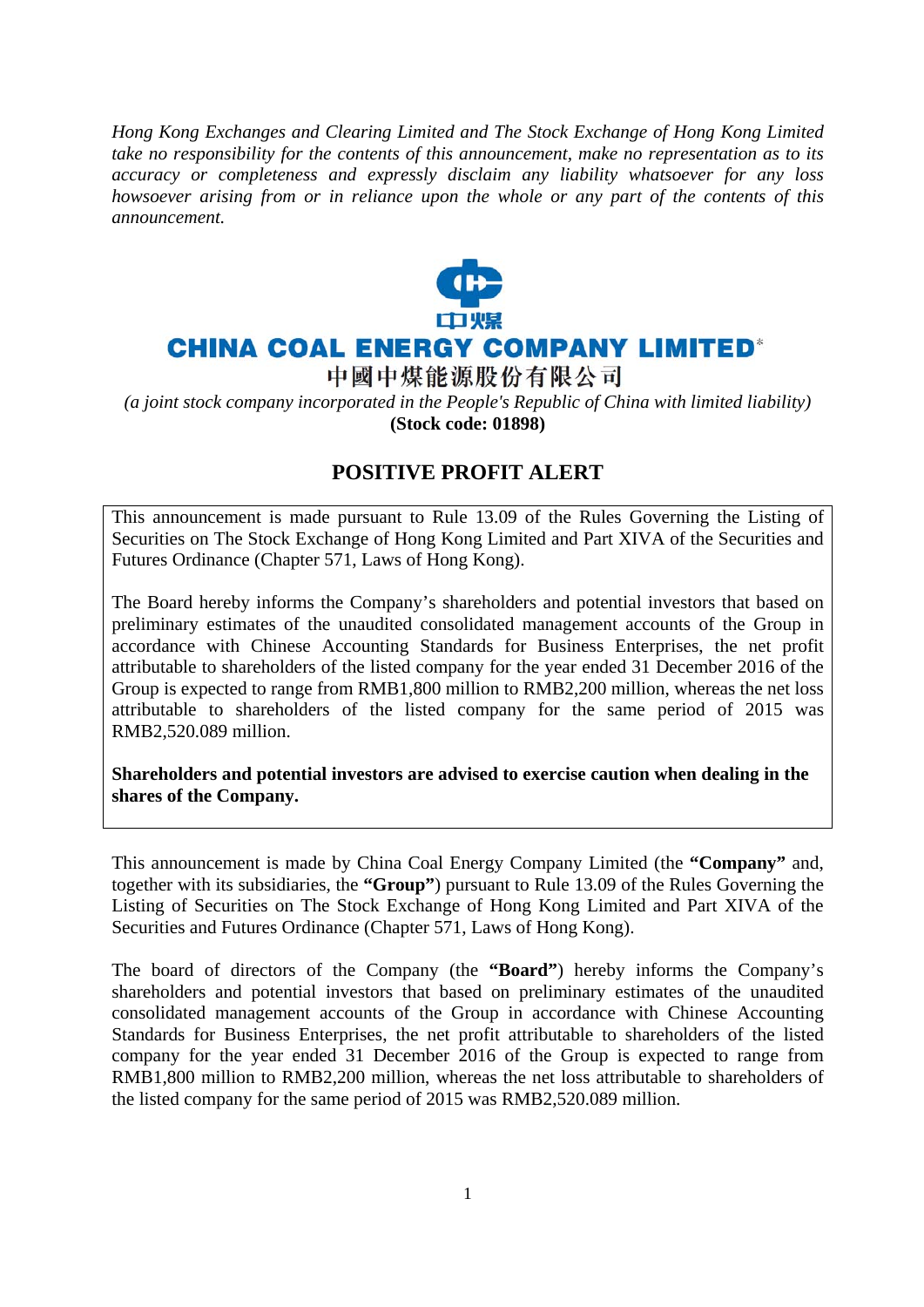*Hong Kong Exchanges and Clearing Limited and The Stock Exchange of Hong Kong Limited take no responsibility for the contents of this announcement, make no representation as to its accuracy or completeness and expressly disclaim any liability whatsoever for any loss howsoever arising from or in reliance upon the whole or any part of the contents of this announcement.*

中煤

# CHINA COAL ENERGY COMPANY LIMITED*

中國中煤能源股份有限公司

*(a joint stock company incorporated in the People's Republic of China with limited liability)*

**(Stock code: 01898)**

## POSITIVE PROFIT ALERT

This announcement is made pursuant to Rule 13.09 of the Rules Governing the Listing of Securities on The Stock Exchange of Hong Kong Limited and Part XIVA of the Securities and Futures Ordinance (Chapter 571, Laws of Hong Kong).

The Board hereby informs the Company's shareholders and potential investors that based on preliminary estimates of the unaudited consolidated management accounts of the Group in accordance with Chinese Accounting Standards for Business Enterprises, the net profit attributable to shareholders of the listed company for the year ended 31 December 2016 of the Group is expected to range from RMB1,800 million to RMB2,200 million, whereas the net loss attributable to shareholders of the listed company for the same period of 2015 was RMB2,520.089 million.

**Shareholders and potential investors are advised to exercise caution when dealing in the shares of the Company.**

This announcement is made by China Coal Energy Company Limited (the **"Company"** and, together with its subsidiaries, the **"Group"**) pursuant to Rule 13.09 of the Rules Governing the Listing of Securities on The Stock Exchange of Hong Kong Limited and Part XIVA of the Securities and Futures Ordinance (Chapter 571, Laws of Hong Kong).

The board of directors of the Company (the **"Board"**) hereby informs the Company's shareholders and potential investors that based on preliminary estimates of the unaudited consolidated management accounts of the Group in accordance with Chinese Accounting Standards for Business Enterprises, the net profit attributable to shareholders of the listed company for the year ended 31 December 2016 of the Group is expected to range from RMB1,800 million to RMB2,200 million, whereas the net loss attributable to shareholders of the listed company for the same period of 2015 was RMB2,520.089 million.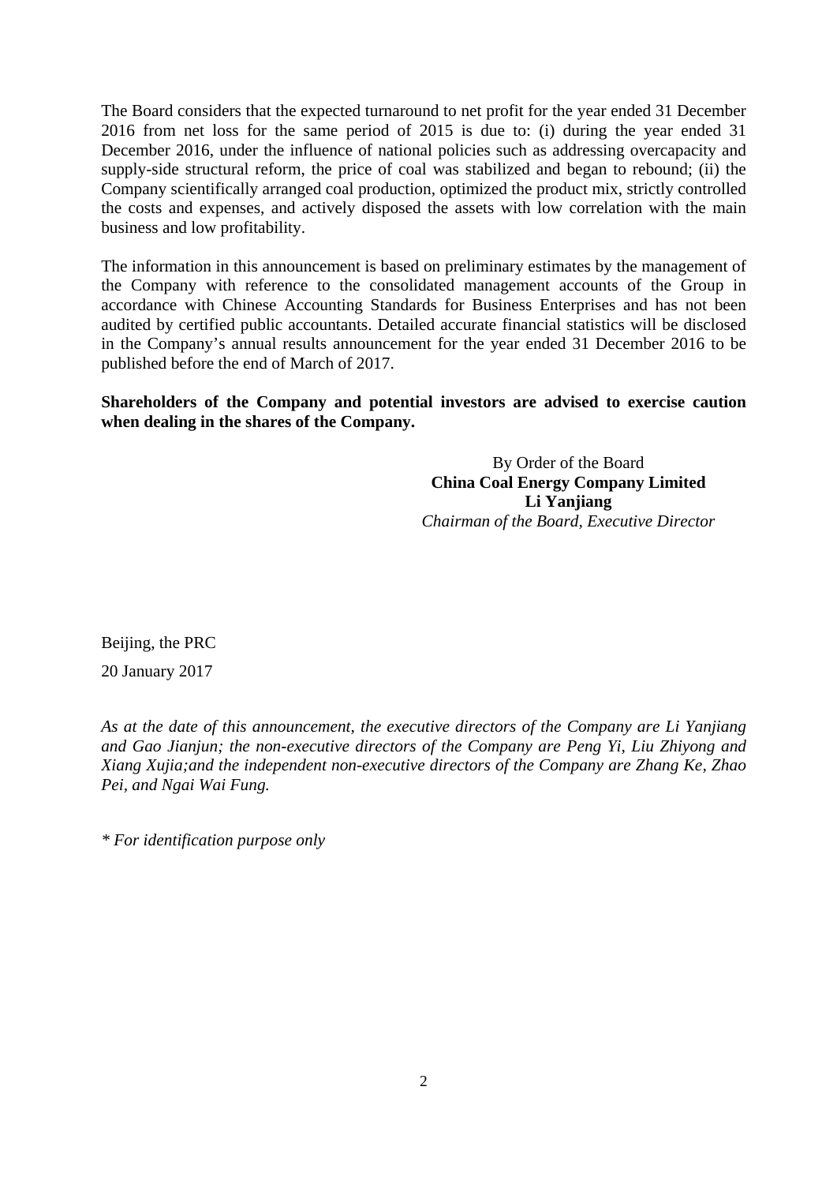The Board considers that the expected turnaround to net profit for the year ended 31 December 2016 from net loss for the same period of 2015 is due to: (i) during the year ended 31 December 2016, under the influence of national policies such as addressing overcapacity and supply-side structural reform, the price of coal was stabilized and began to rebound; (ii) the Company scientifically arranged coal production, optimized the product mix, strictly controlled the costs and expenses, and actively disposed the assets with low correlation with the main business and low profitability.

The information in this announcement is based on preliminary estimates by the management of the Company with reference to the consolidated management accounts of the Group in accordance with Chinese Accounting Standards for Business Enterprises and has not been audited by certified public accountants. Detailed accurate financial statistics will be disclosed in the Company's annual results announcement for the year ended 31 December 2016 to be published before the end of March of 2017.

**Shareholders of the Company and potential investors are advised to exercise caution when dealing in the shares of the Company.**

By Order of the Board
**China Coal Energy Company Limited**
**Li Yanjiang**
*Chairman of the Board, Executive Director*

Beijing, the PRC
20 January 2017

*As at the date of this announcement, the executive directors of the Company are Li Yanjiang and Gao Jianjun; the non-executive directors of the Company are Peng Yi, Liu Zhiyong and Xiang Xujia;and the independent non-executive directors of the Company are Zhang Ke, Zhao Pei, and Ngai Wai Fung.*

*\* For identification purpose only*